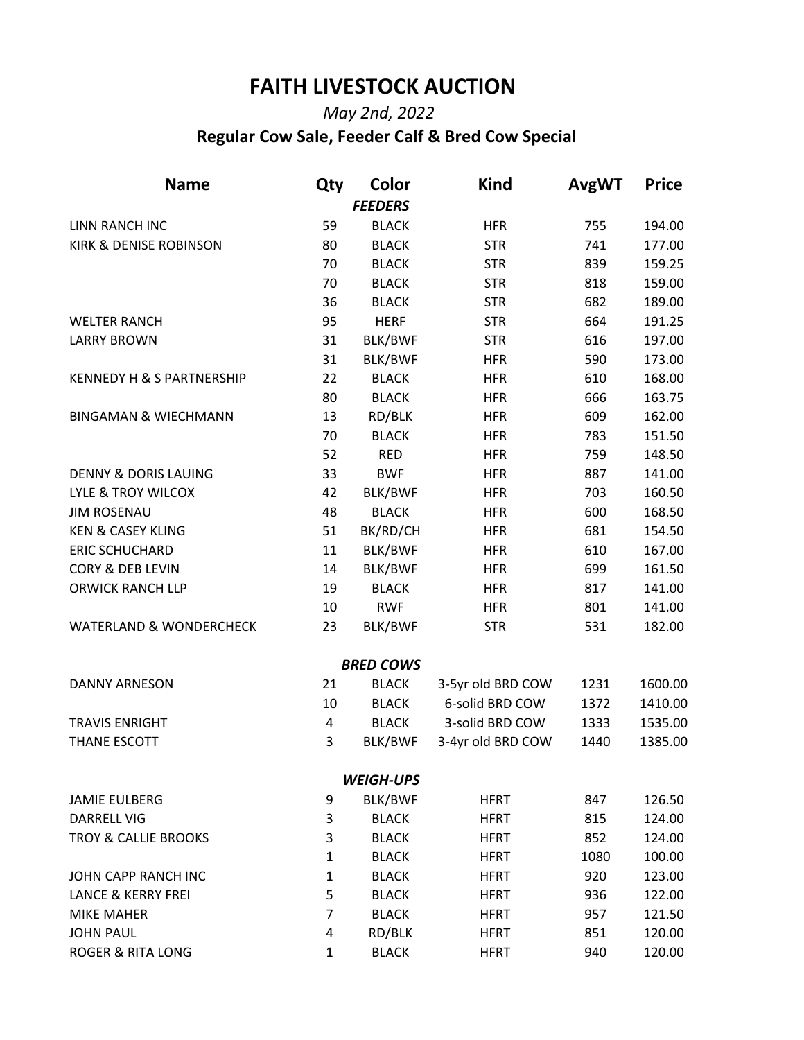# FAITH LIVESTOCK AUCTION

*May 2nd, 2022*

## Regular Cow Sale, Feeder Calf & Bred Cow Special

| Name | Qty | Color | Kind | AvgWT | Price |
|---|---|---|---|---|---|
| | | ***FEEDERS*** | | | |
| LINN RANCH INC | 59 | BLACK | HFR | 755 | 194.00 |
| KIRK & DENISE ROBINSON | 80 | BLACK | STR | 741 | 177.00 |
| | 70 | BLACK | STR | 839 | 159.25 |
| | 70 | BLACK | STR | 818 | 159.00 |
| | 36 | BLACK | STR | 682 | 189.00 |
| WELTER RANCH | 95 | HERF | STR | 664 | 191.25 |
| LARRY BROWN | 31 | BLK/BWF | STR | 616 | 197.00 |
| | 31 | BLK/BWF | HFR | 590 | 173.00 |
| KENNEDY H & S PARTNERSHIP | 22 | BLACK | HFR | 610 | 168.00 |
| | 80 | BLACK | HFR | 666 | 163.75 |
| BINGAMAN & WIECHMANN | 13 | RD/BLK | HFR | 609 | 162.00 |
| | 70 | BLACK | HFR | 783 | 151.50 |
| | 52 | RED | HFR | 759 | 148.50 |
| DENNY & DORIS LAUING | 33 | BWF | HFR | 887 | 141.00 |
| LYLE & TROY WILCOX | 42 | BLK/BWF | HFR | 703 | 160.50 |
| JIM ROSENAU | 48 | BLACK | HFR | 600 | 168.50 |
| KEN & CASEY KLING | 51 | BK/RD/CH | HFR | 681 | 154.50 |
| ERIC SCHUCHARD | 11 | BLK/BWF | HFR | 610 | 167.00 |
| CORY & DEB LEVIN | 14 | BLK/BWF | HFR | 699 | 161.50 |
| ORWICK RANCH LLP | 19 | BLACK | HFR | 817 | 141.00 |
| | 10 | RWF | HFR | 801 | 141.00 |
| WATERLAND & WONDERCHECK | 23 | BLK/BWF | STR | 531 | 182.00 |
| | | ***BRED COWS*** | | | |
| DANNY ARNESON | 21 | BLACK | 3-5yr old BRD COW | 1231 | 1600.00 |
| | 10 | BLACK | 6-solid BRD COW | 1372 | 1410.00 |
| TRAVIS ENRIGHT | 4 | BLACK | 3-solid BRD COW | 1333 | 1535.00 |
| THANE ESCOTT | 3 | BLK/BWF | 3-4yr old BRD COW | 1440 | 1385.00 |
| | | ***WEIGH-UPS*** | | | |
| JAMIE EULBERG | 9 | BLK/BWF | HFRT | 847 | 126.50 |
| DARRELL VIG | 3 | BLACK | HFRT | 815 | 124.00 |
| TROY & CALLIE BROOKS | 3 | BLACK | HFRT | 852 | 124.00 |
| | 1 | BLACK | HFRT | 1080 | 100.00 |
| JOHN CAPP RANCH INC | 1 | BLACK | HFRT | 920 | 123.00 |
| LANCE & KERRY FREI | 5 | BLACK | HFRT | 936 | 122.00 |
| MIKE MAHER | 7 | BLACK | HFRT | 957 | 121.50 |
| JOHN PAUL | 4 | RD/BLK | HFRT | 851 | 120.00 |
| ROGER & RITA LONG | 1 | BLACK | HFRT | 940 | 120.00 |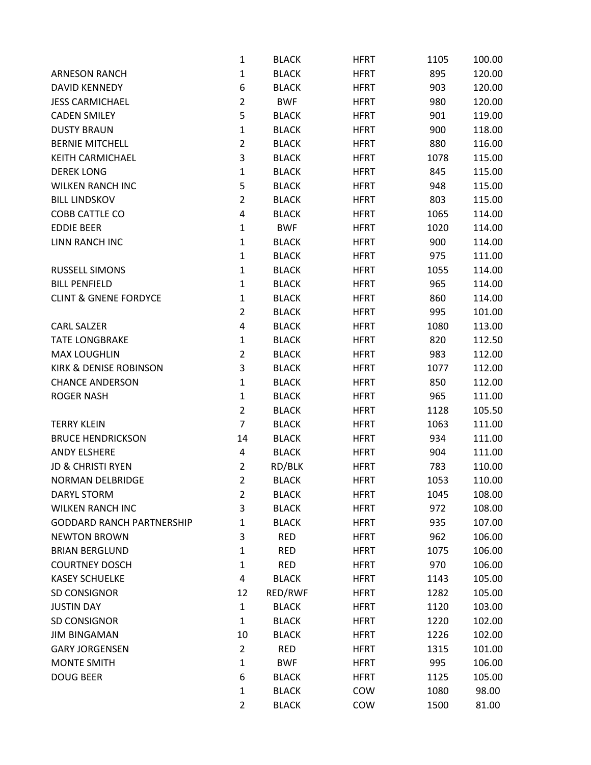| | | | | | |
|---|---|---|---|---|---|
| | 1 | BLACK | HFRT | 1105 | 100.00 |
| ARNESON RANCH | 1 | BLACK | HFRT | 895 | 120.00 |
| DAVID KENNEDY | 6 | BLACK | HFRT | 903 | 120.00 |
| JESS CARMICHAEL | 2 | BWF | HFRT | 980 | 120.00 |
| CADEN SMILEY | 5 | BLACK | HFRT | 901 | 119.00 |
| DUSTY BRAUN | 1 | BLACK | HFRT | 900 | 118.00 |
| BERNIE MITCHELL | 2 | BLACK | HFRT | 880 | 116.00 |
| KEITH CARMICHAEL | 3 | BLACK | HFRT | 1078 | 115.00 |
| DEREK LONG | 1 | BLACK | HFRT | 845 | 115.00 |
| WILKEN RANCH INC | 5 | BLACK | HFRT | 948 | 115.00 |
| BILL LINDSKOV | 2 | BLACK | HFRT | 803 | 115.00 |
| COBB CATTLE CO | 4 | BLACK | HFRT | 1065 | 114.00 |
| EDDIE BEER | 1 | BWF | HFRT | 1020 | 114.00 |
| LINN RANCH INC | 1 | BLACK | HFRT | 900 | 114.00 |
| | 1 | BLACK | HFRT | 975 | 111.00 |
| RUSSELL SIMONS | 1 | BLACK | HFRT | 1055 | 114.00 |
| BILL PENFIELD | 1 | BLACK | HFRT | 965 | 114.00 |
| CLINT & GNENE FORDYCE | 1 | BLACK | HFRT | 860 | 114.00 |
| | 2 | BLACK | HFRT | 995 | 101.00 |
| CARL SALZER | 4 | BLACK | HFRT | 1080 | 113.00 |
| TATE LONGBRAKE | 1 | BLACK | HFRT | 820 | 112.50 |
| MAX LOUGHLIN | 2 | BLACK | HFRT | 983 | 112.00 |
| KIRK & DENISE ROBINSON | 3 | BLACK | HFRT | 1077 | 112.00 |
| CHANCE ANDERSON | 1 | BLACK | HFRT | 850 | 112.00 |
| ROGER NASH | 1 | BLACK | HFRT | 965 | 111.00 |
| | 2 | BLACK | HFRT | 1128 | 105.50 |
| TERRY KLEIN | 7 | BLACK | HFRT | 1063 | 111.00 |
| BRUCE HENDRICKSON | 14 | BLACK | HFRT | 934 | 111.00 |
| ANDY ELSHERE | 4 | BLACK | HFRT | 904 | 111.00 |
| JD & CHRISTI RYEN | 2 | RD/BLK | HFRT | 783 | 110.00 |
| NORMAN DELBRIDGE | 2 | BLACK | HFRT | 1053 | 110.00 |
| DARYL STORM | 2 | BLACK | HFRT | 1045 | 108.00 |
| WILKEN RANCH INC | 3 | BLACK | HFRT | 972 | 108.00 |
| GODDARD RANCH PARTNERSHIP | 1 | BLACK | HFRT | 935 | 107.00 |
| NEWTON BROWN | 3 | RED | HFRT | 962 | 106.00 |
| BRIAN BERGLUND | 1 | RED | HFRT | 1075 | 106.00 |
| COURTNEY DOSCH | 1 | RED | HFRT | 970 | 106.00 |
| KASEY SCHUELKE | 4 | BLACK | HFRT | 1143 | 105.00 |
| SD CONSIGNOR | 12 | RED/RWF | HFRT | 1282 | 105.00 |
| JUSTIN DAY | 1 | BLACK | HFRT | 1120 | 103.00 |
| SD CONSIGNOR | 1 | BLACK | HFRT | 1220 | 102.00 |
| JIM BINGAMAN | 10 | BLACK | HFRT | 1226 | 102.00 |
| GARY JORGENSEN | 2 | RED | HFRT | 1315 | 101.00 |
| MONTE SMITH | 1 | BWF | HFRT | 995 | 106.00 |
| DOUG BEER | 6 | BLACK | HFRT | 1125 | 105.00 |
| | 1 | BLACK | COW | 1080 | 98.00 |
| | 2 | BLACK | COW | 1500 | 81.00 |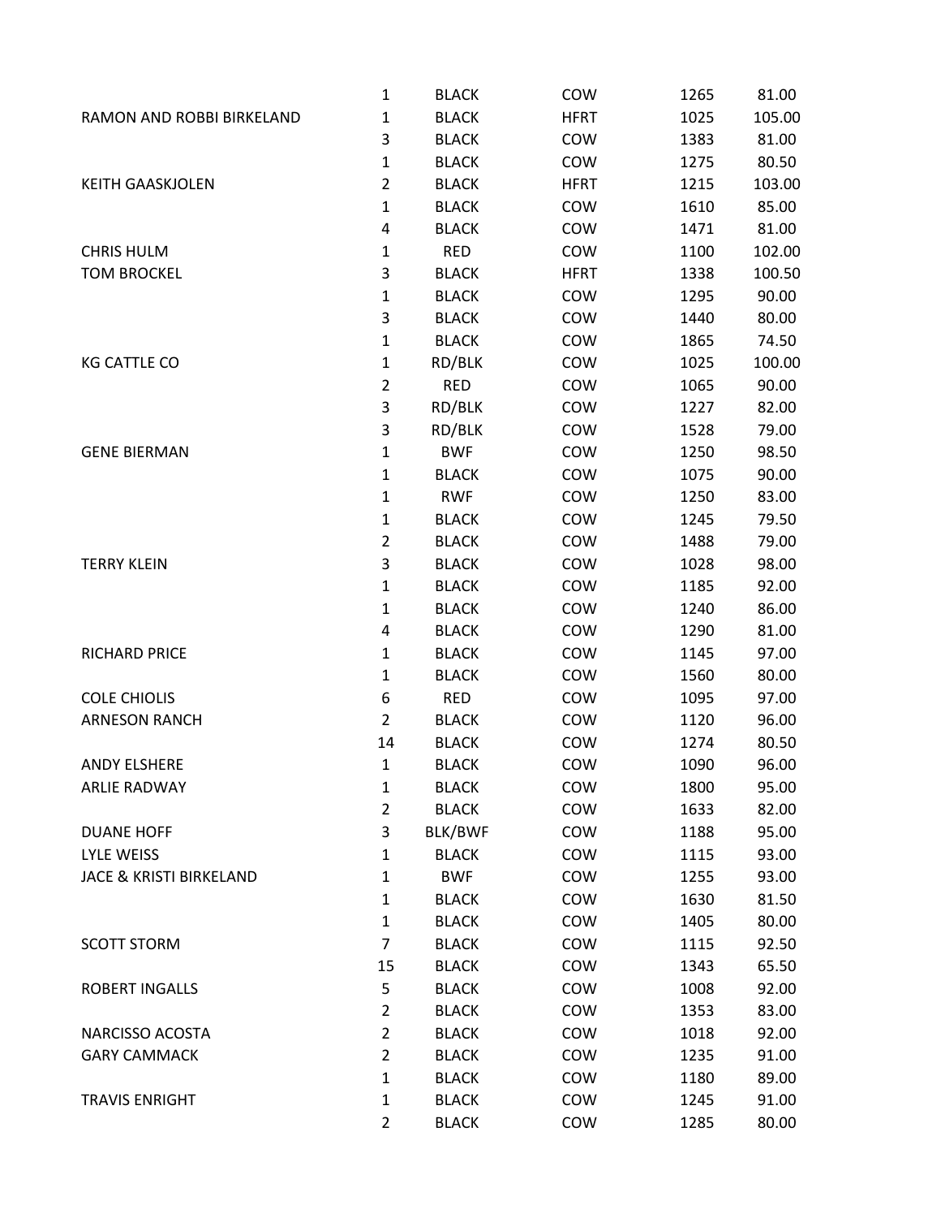| | | | | | |
|---|---|---|---|---|---|
| | 1 | BLACK | COW | 1265 | 81.00 |
| RAMON AND ROBBI BIRKELAND | 1 | BLACK | HFRT | 1025 | 105.00 |
| | 3 | BLACK | COW | 1383 | 81.00 |
| | 1 | BLACK | COW | 1275 | 80.50 |
| KEITH GAASKJOLEN | 2 | BLACK | HFRT | 1215 | 103.00 |
| | 1 | BLACK | COW | 1610 | 85.00 |
| | 4 | BLACK | COW | 1471 | 81.00 |
| CHRIS HULM | 1 | RED | COW | 1100 | 102.00 |
| TOM BROCKEL | 3 | BLACK | HFRT | 1338 | 100.50 |
| | 1 | BLACK | COW | 1295 | 90.00 |
| | 3 | BLACK | COW | 1440 | 80.00 |
| | 1 | BLACK | COW | 1865 | 74.50 |
| KG CATTLE CO | 1 | RD/BLK | COW | 1025 | 100.00 |
| | 2 | RED | COW | 1065 | 90.00 |
| | 3 | RD/BLK | COW | 1227 | 82.00 |
| | 3 | RD/BLK | COW | 1528 | 79.00 |
| GENE BIERMAN | 1 | BWF | COW | 1250 | 98.50 |
| | 1 | BLACK | COW | 1075 | 90.00 |
| | 1 | RWF | COW | 1250 | 83.00 |
| | 1 | BLACK | COW | 1245 | 79.50 |
| | 2 | BLACK | COW | 1488 | 79.00 |
| TERRY KLEIN | 3 | BLACK | COW | 1028 | 98.00 |
| | 1 | BLACK | COW | 1185 | 92.00 |
| | 1 | BLACK | COW | 1240 | 86.00 |
| | 4 | BLACK | COW | 1290 | 81.00 |
| RICHARD PRICE | 1 | BLACK | COW | 1145 | 97.00 |
| | 1 | BLACK | COW | 1560 | 80.00 |
| COLE CHIOLIS | 6 | RED | COW | 1095 | 97.00 |
| ARNESON RANCH | 2 | BLACK | COW | 1120 | 96.00 |
| | 14 | BLACK | COW | 1274 | 80.50 |
| ANDY ELSHERE | 1 | BLACK | COW | 1090 | 96.00 |
| ARLIE RADWAY | 1 | BLACK | COW | 1800 | 95.00 |
| | 2 | BLACK | COW | 1633 | 82.00 |
| DUANE HOFF | 3 | BLK/BWF | COW | 1188 | 95.00 |
| LYLE WEISS | 1 | BLACK | COW | 1115 | 93.00 |
| JACE & KRISTI BIRKELAND | 1 | BWF | COW | 1255 | 93.00 |
| | 1 | BLACK | COW | 1630 | 81.50 |
| | 1 | BLACK | COW | 1405 | 80.00 |
| SCOTT STORM | 7 | BLACK | COW | 1115 | 92.50 |
| | 15 | BLACK | COW | 1343 | 65.50 |
| ROBERT INGALLS | 5 | BLACK | COW | 1008 | 92.00 |
| | 2 | BLACK | COW | 1353 | 83.00 |
| NARCISSO ACOSTA | 2 | BLACK | COW | 1018 | 92.00 |
| GARY CAMMACK | 2 | BLACK | COW | 1235 | 91.00 |
| | 1 | BLACK | COW | 1180 | 89.00 |
| TRAVIS ENRIGHT | 1 | BLACK | COW | 1245 | 91.00 |
| | 2 | BLACK | COW | 1285 | 80.00 |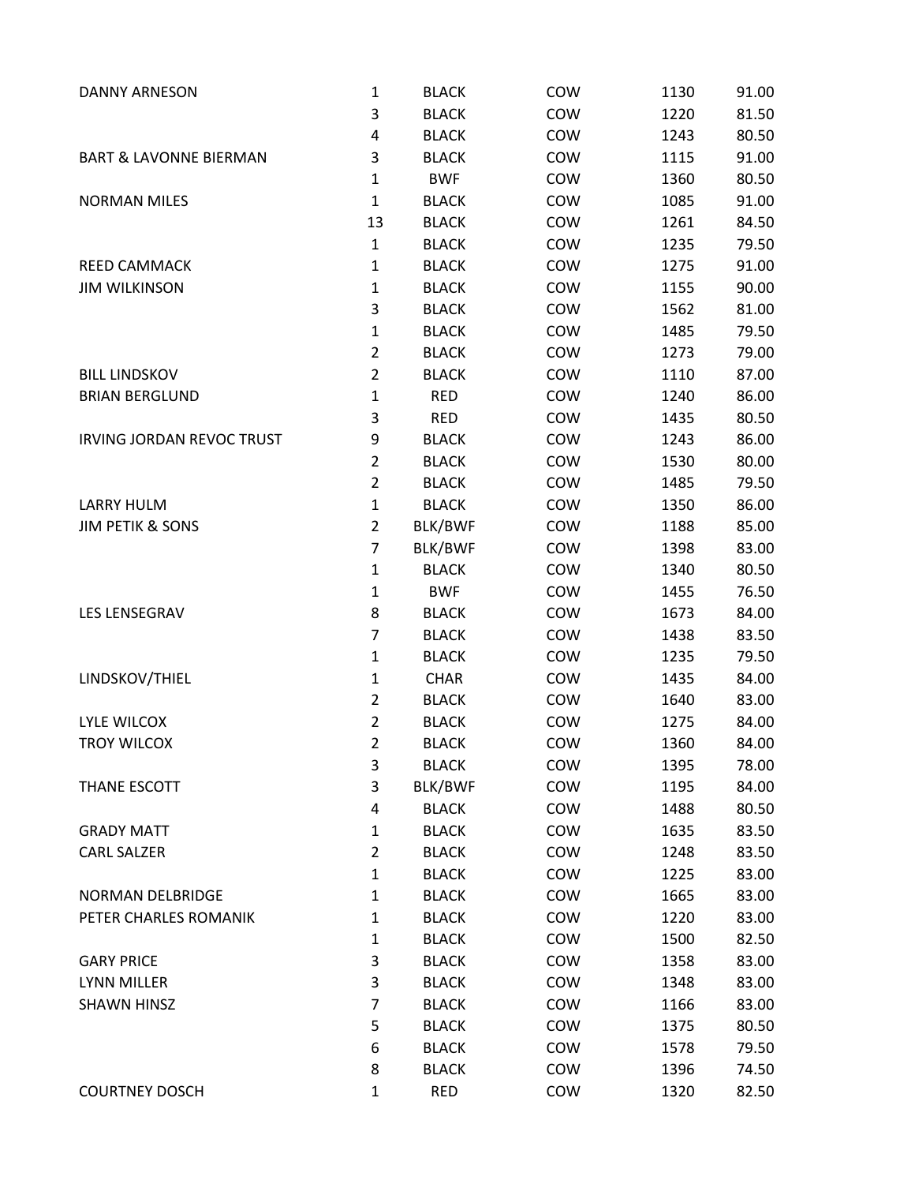| | | | | | |
|---|---|---|---|---|---|
| DANNY ARNESON | 1 | BLACK | COW | 1130 | 91.00 |
| | 3 | BLACK | COW | 1220 | 81.50 |
| | 4 | BLACK | COW | 1243 | 80.50 |
| BART & LAVONNE BIERMAN | 3 | BLACK | COW | 1115 | 91.00 |
| | 1 | BWF | COW | 1360 | 80.50 |
| NORMAN MILES | 1 | BLACK | COW | 1085 | 91.00 |
| | 13 | BLACK | COW | 1261 | 84.50 |
| | 1 | BLACK | COW | 1235 | 79.50 |
| REED CAMMACK | 1 | BLACK | COW | 1275 | 91.00 |
| JIM WILKINSON | 1 | BLACK | COW | 1155 | 90.00 |
| | 3 | BLACK | COW | 1562 | 81.00 |
| | 1 | BLACK | COW | 1485 | 79.50 |
| | 2 | BLACK | COW | 1273 | 79.00 |
| BILL LINDSKOV | 2 | BLACK | COW | 1110 | 87.00 |
| BRIAN BERGLUND | 1 | RED | COW | 1240 | 86.00 |
| | 3 | RED | COW | 1435 | 80.50 |
| IRVING JORDAN REVOC TRUST | 9 | BLACK | COW | 1243 | 86.00 |
| | 2 | BLACK | COW | 1530 | 80.00 |
| | 2 | BLACK | COW | 1485 | 79.50 |
| LARRY HULM | 1 | BLACK | COW | 1350 | 86.00 |
| JIM PETIK & SONS | 2 | BLK/BWF | COW | 1188 | 85.00 |
| | 7 | BLK/BWF | COW | 1398 | 83.00 |
| | 1 | BLACK | COW | 1340 | 80.50 |
| | 1 | BWF | COW | 1455 | 76.50 |
| LES LENSEGRAV | 8 | BLACK | COW | 1673 | 84.00 |
| | 7 | BLACK | COW | 1438 | 83.50 |
| | 1 | BLACK | COW | 1235 | 79.50 |
| LINDSKOV/THIEL | 1 | CHAR | COW | 1435 | 84.00 |
| | 2 | BLACK | COW | 1640 | 83.00 |
| LYLE WILCOX | 2 | BLACK | COW | 1275 | 84.00 |
| TROY WILCOX | 2 | BLACK | COW | 1360 | 84.00 |
| | 3 | BLACK | COW | 1395 | 78.00 |
| THANE ESCOTT | 3 | BLK/BWF | COW | 1195 | 84.00 |
| | 4 | BLACK | COW | 1488 | 80.50 |
| GRADY MATT | 1 | BLACK | COW | 1635 | 83.50 |
| CARL SALZER | 2 | BLACK | COW | 1248 | 83.50 |
| | 1 | BLACK | COW | 1225 | 83.00 |
| NORMAN DELBRIDGE | 1 | BLACK | COW | 1665 | 83.00 |
| PETER CHARLES ROMANIK | 1 | BLACK | COW | 1220 | 83.00 |
| | 1 | BLACK | COW | 1500 | 82.50 |
| GARY PRICE | 3 | BLACK | COW | 1358 | 83.00 |
| LYNN MILLER | 3 | BLACK | COW | 1348 | 83.00 |
| SHAWN HINSZ | 7 | BLACK | COW | 1166 | 83.00 |
| | 5 | BLACK | COW | 1375 | 80.50 |
| | 6 | BLACK | COW | 1578 | 79.50 |
| | 8 | BLACK | COW | 1396 | 74.50 |
| COURTNEY DOSCH | 1 | RED | COW | 1320 | 82.50 |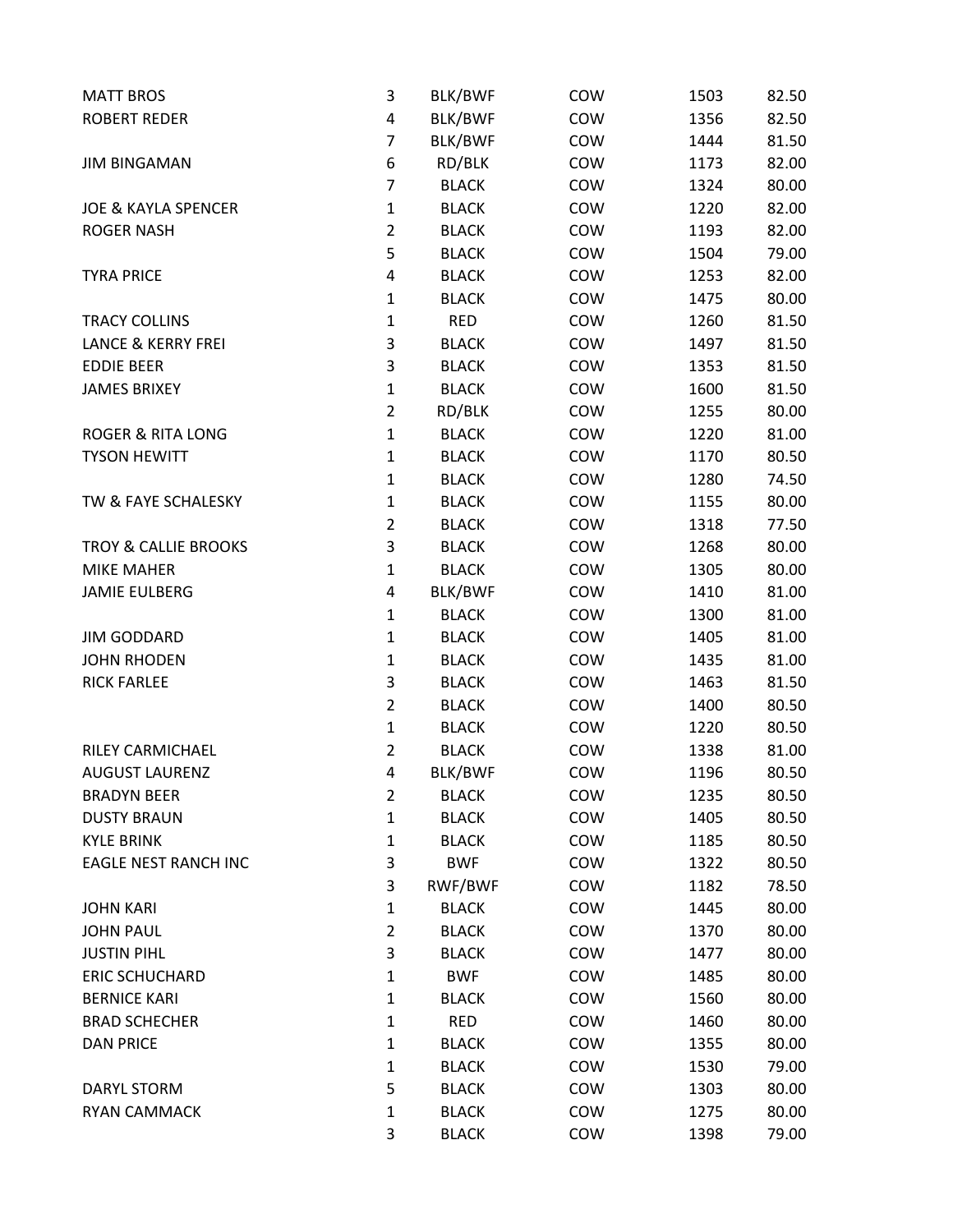| | | | | | |
|---|---|---|---|---|---|
| MATT BROS | 3 | BLK/BWF | COW | 1503 | 82.50 |
| ROBERT REDER | 4 | BLK/BWF | COW | 1356 | 82.50 |
| | 7 | BLK/BWF | COW | 1444 | 81.50 |
| JIM BINGAMAN | 6 | RD/BLK | COW | 1173 | 82.00 |
| | 7 | BLACK | COW | 1324 | 80.00 |
| JOE & KAYLA SPENCER | 1 | BLACK | COW | 1220 | 82.00 |
| ROGER NASH | 2 | BLACK | COW | 1193 | 82.00 |
| | 5 | BLACK | COW | 1504 | 79.00 |
| TYRA PRICE | 4 | BLACK | COW | 1253 | 82.00 |
| | 1 | BLACK | COW | 1475 | 80.00 |
| TRACY COLLINS | 1 | RED | COW | 1260 | 81.50 |
| LANCE & KERRY FREI | 3 | BLACK | COW | 1497 | 81.50 |
| EDDIE BEER | 3 | BLACK | COW | 1353 | 81.50 |
| JAMES BRIXEY | 1 | BLACK | COW | 1600 | 81.50 |
| | 2 | RD/BLK | COW | 1255 | 80.00 |
| ROGER & RITA LONG | 1 | BLACK | COW | 1220 | 81.00 |
| TYSON HEWITT | 1 | BLACK | COW | 1170 | 80.50 |
| | 1 | BLACK | COW | 1280 | 74.50 |
| TW & FAYE SCHALESKY | 1 | BLACK | COW | 1155 | 80.00 |
| | 2 | BLACK | COW | 1318 | 77.50 |
| TROY & CALLIE BROOKS | 3 | BLACK | COW | 1268 | 80.00 |
| MIKE MAHER | 1 | BLACK | COW | 1305 | 80.00 |
| JAMIE EULBERG | 4 | BLK/BWF | COW | 1410 | 81.00 |
| | 1 | BLACK | COW | 1300 | 81.00 |
| JIM GODDARD | 1 | BLACK | COW | 1405 | 81.00 |
| JOHN RHODEN | 1 | BLACK | COW | 1435 | 81.00 |
| RICK FARLEE | 3 | BLACK | COW | 1463 | 81.50 |
| | 2 | BLACK | COW | 1400 | 80.50 |
| | 1 | BLACK | COW | 1220 | 80.50 |
| RILEY CARMICHAEL | 2 | BLACK | COW | 1338 | 81.00 |
| AUGUST LAURENZ | 4 | BLK/BWF | COW | 1196 | 80.50 |
| BRADYN BEER | 2 | BLACK | COW | 1235 | 80.50 |
| DUSTY BRAUN | 1 | BLACK | COW | 1405 | 80.50 |
| KYLE BRINK | 1 | BLACK | COW | 1185 | 80.50 |
| EAGLE NEST RANCH INC | 3 | BWF | COW | 1322 | 80.50 |
| | 3 | RWF/BWF | COW | 1182 | 78.50 |
| JOHN KARI | 1 | BLACK | COW | 1445 | 80.00 |
| JOHN PAUL | 2 | BLACK | COW | 1370 | 80.00 |
| JUSTIN PIHL | 3 | BLACK | COW | 1477 | 80.00 |
| ERIC SCHUCHARD | 1 | BWF | COW | 1485 | 80.00 |
| BERNICE KARI | 1 | BLACK | COW | 1560 | 80.00 |
| BRAD SCHECHER | 1 | RED | COW | 1460 | 80.00 |
| DAN PRICE | 1 | BLACK | COW | 1355 | 80.00 |
| | 1 | BLACK | COW | 1530 | 79.00 |
| DARYL STORM | 5 | BLACK | COW | 1303 | 80.00 |
| RYAN CAMMACK | 1 | BLACK | COW | 1275 | 80.00 |
| | 3 | BLACK | COW | 1398 | 79.00 |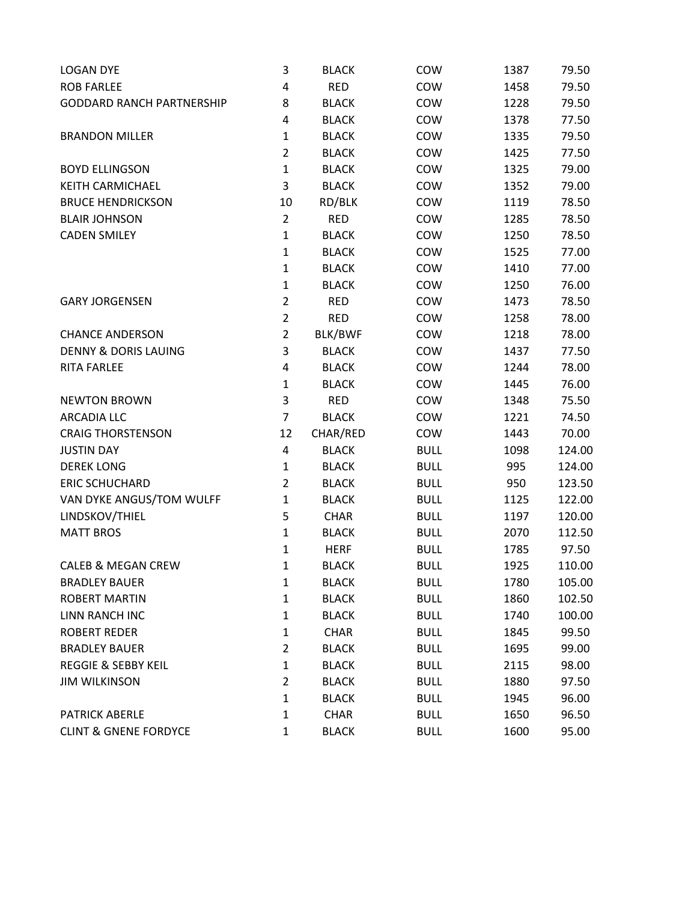| | | | | | |
|---|---|---|---|---|---|
| LOGAN DYE | 3 | BLACK | COW | 1387 | 79.50 |
| ROB FARLEE | 4 | RED | COW | 1458 | 79.50 |
| GODDARD RANCH PARTNERSHIP | 8 | BLACK | COW | 1228 | 79.50 |
| | 4 | BLACK | COW | 1378 | 77.50 |
| BRANDON MILLER | 1 | BLACK | COW | 1335 | 79.50 |
| | 2 | BLACK | COW | 1425 | 77.50 |
| BOYD ELLINGSON | 1 | BLACK | COW | 1325 | 79.00 |
| KEITH CARMICHAEL | 3 | BLACK | COW | 1352 | 79.00 |
| BRUCE HENDRICKSON | 10 | RD/BLK | COW | 1119 | 78.50 |
| BLAIR JOHNSON | 2 | RED | COW | 1285 | 78.50 |
| CADEN SMILEY | 1 | BLACK | COW | 1250 | 78.50 |
| | 1 | BLACK | COW | 1525 | 77.00 |
| | 1 | BLACK | COW | 1410 | 77.00 |
| | 1 | BLACK | COW | 1250 | 76.00 |
| GARY JORGENSEN | 2 | RED | COW | 1473 | 78.50 |
| | 2 | RED | COW | 1258 | 78.00 |
| CHANCE ANDERSON | 2 | BLK/BWF | COW | 1218 | 78.00 |
| DENNY & DORIS LAUING | 3 | BLACK | COW | 1437 | 77.50 |
| RITA FARLEE | 4 | BLACK | COW | 1244 | 78.00 |
| | 1 | BLACK | COW | 1445 | 76.00 |
| NEWTON BROWN | 3 | RED | COW | 1348 | 75.50 |
| ARCADIA LLC | 7 | BLACK | COW | 1221 | 74.50 |
| CRAIG THORSTENSON | 12 | CHAR/RED | COW | 1443 | 70.00 |
| JUSTIN DAY | 4 | BLACK | BULL | 1098 | 124.00 |
| DEREK LONG | 1 | BLACK | BULL | 995 | 124.00 |
| ERIC SCHUCHARD | 2 | BLACK | BULL | 950 | 123.50 |
| VAN DYKE ANGUS/TOM WULFF | 1 | BLACK | BULL | 1125 | 122.00 |
| LINDSKOV/THIEL | 5 | CHAR | BULL | 1197 | 120.00 |
| MATT BROS | 1 | BLACK | BULL | 2070 | 112.50 |
| | 1 | HERF | BULL | 1785 | 97.50 |
| CALEB & MEGAN CREW | 1 | BLACK | BULL | 1925 | 110.00 |
| BRADLEY BAUER | 1 | BLACK | BULL | 1780 | 105.00 |
| ROBERT MARTIN | 1 | BLACK | BULL | 1860 | 102.50 |
| LINN RANCH INC | 1 | BLACK | BULL | 1740 | 100.00 |
| ROBERT REDER | 1 | CHAR | BULL | 1845 | 99.50 |
| BRADLEY BAUER | 2 | BLACK | BULL | 1695 | 99.00 |
| REGGIE & SEBBY KEIL | 1 | BLACK | BULL | 2115 | 98.00 |
| JIM WILKINSON | 2 | BLACK | BULL | 1880 | 97.50 |
| | 1 | BLACK | BULL | 1945 | 96.00 |
| PATRICK ABERLE | 1 | CHAR | BULL | 1650 | 96.50 |
| CLINT & GNENE FORDYCE | 1 | BLACK | BULL | 1600 | 95.00 |